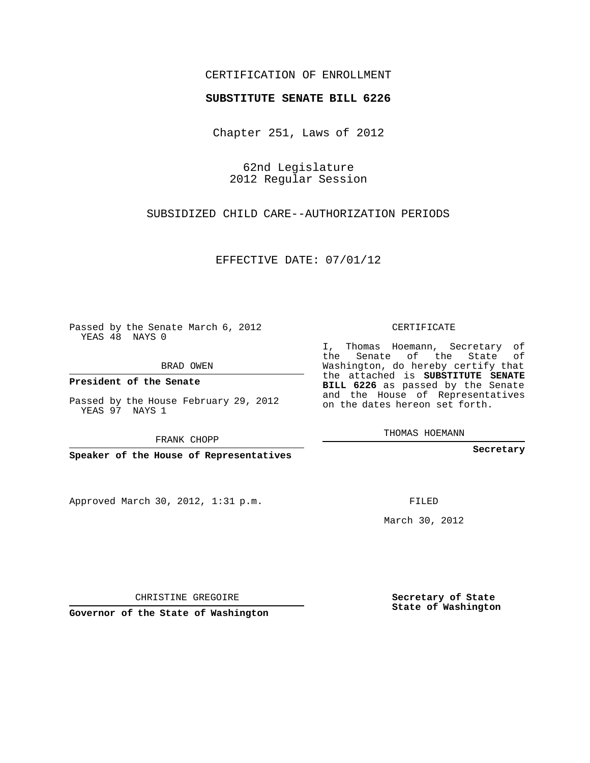CERTIFICATION OF ENROLLMENT

**SUBSTITUTE SENATE BILL 6226**

Chapter 251, Laws of 2012

62nd Legislature
2012 Regular Session

SUBSIDIZED CHILD CARE--AUTHORIZATION PERIODS

EFFECTIVE DATE: 07/01/12

Passed by the Senate March 6, 2012
YEAS 48 NAYS 0

BRAD OWEN

**President of the Senate**

Passed by the House February 29, 2012
YEAS 97 NAYS 1

FRANK CHOPP

**Speaker of the House of Representatives**

CERTIFICATE

I, Thomas Hoemann, Secretary of the Senate of the State of Washington, do hereby certify that the attached is **SUBSTITUTE SENATE BILL 6226** as passed by the Senate and the House of Representatives on the dates hereon set forth.

THOMAS HOEMANN

**Secretary**

Approved March 30, 2012, 1:31 p.m.

FILED

March 30, 2012

CHRISTINE GREGOIRE

**Governor of the State of Washington**

**Secretary of State**
**State of Washington**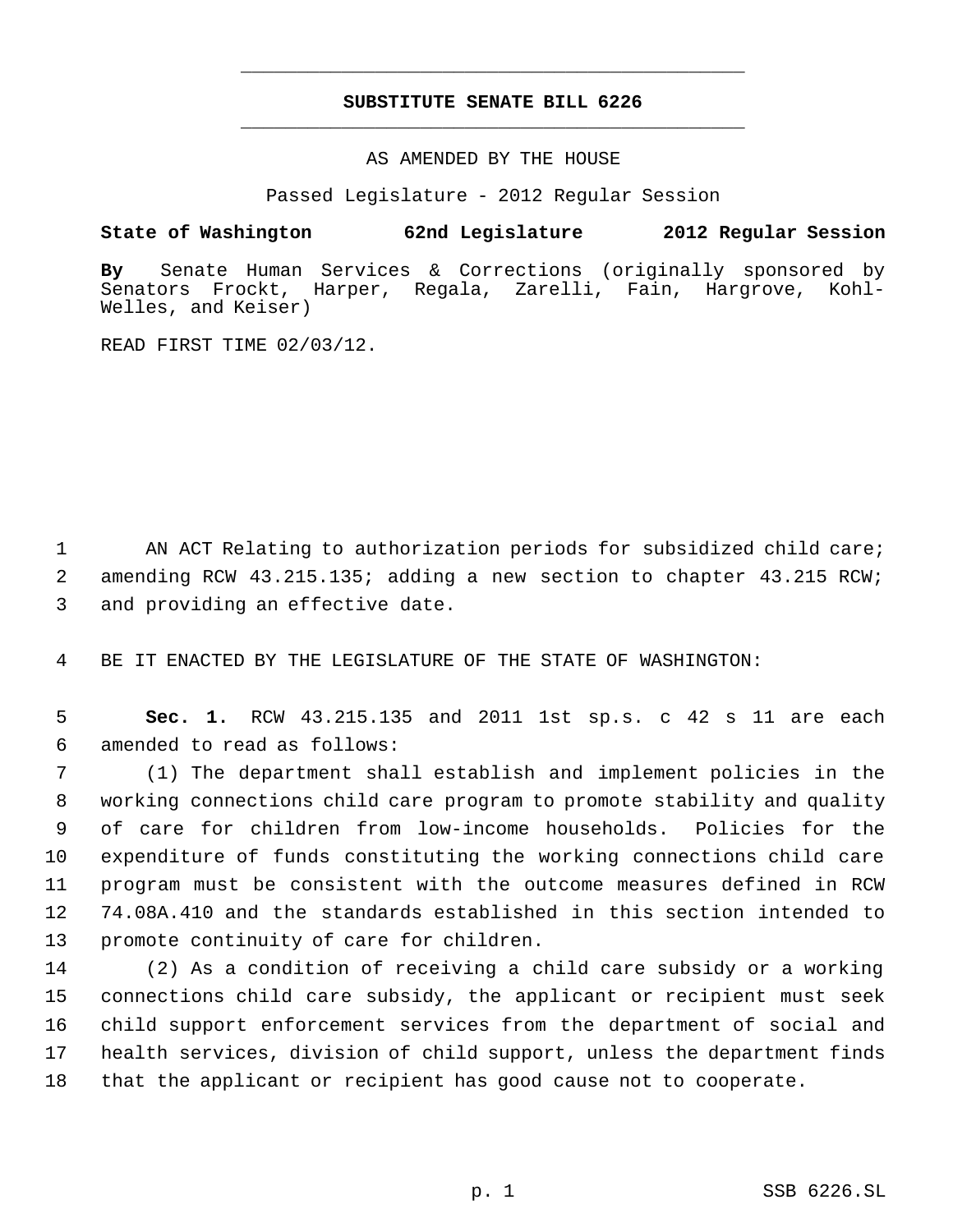# SUBSTITUTE SENATE BILL 6226

AS AMENDED BY THE HOUSE

Passed Legislature - 2012 Regular Session

**State of Washington 62nd Legislature 2012 Regular Session**

**By** Senate Human Services & Corrections (originally sponsored by Senators Frockt, Harper, Regala, Zarelli, Fain, Hargrove, Kohl-Welles, and Keiser)

READ FIRST TIME 02/03/12.

AN ACT Relating to authorization periods for subsidized child care; amending RCW 43.215.135; adding a new section to chapter 43.215 RCW; and providing an effective date.

BE IT ENACTED BY THE LEGISLATURE OF THE STATE OF WASHINGTON:

**Sec. 1.** RCW 43.215.135 and 2011 1st sp.s. c 42 s 11 are each amended to read as follows:

(1) The department shall establish and implement policies in the working connections child care program to promote stability and quality of care for children from low-income households. Policies for the expenditure of funds constituting the working connections child care program must be consistent with the outcome measures defined in RCW 74.08A.410 and the standards established in this section intended to promote continuity of care for children.

(2) As a condition of receiving a child care subsidy or a working connections child care subsidy, the applicant or recipient must seek child support enforcement services from the department of social and health services, division of child support, unless the department finds that the applicant or recipient has good cause not to cooperate.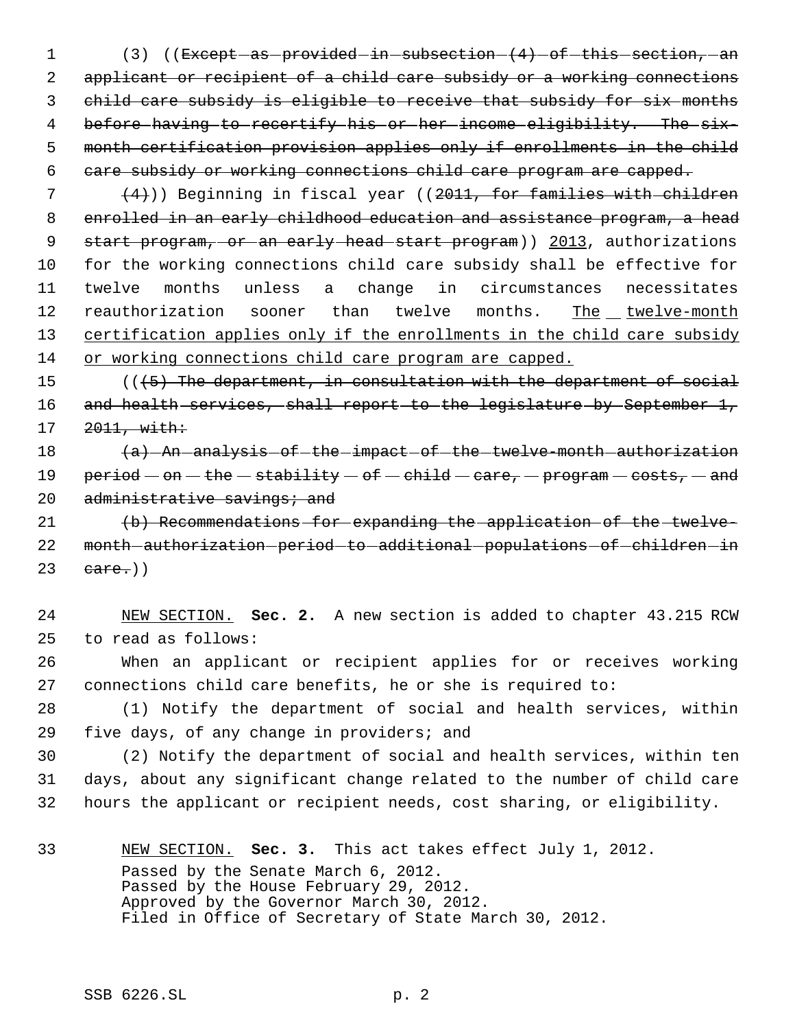(3) ((~~Except as provided in subsection (4) of this section, an applicant or recipient of a child care subsidy or a working connections child care subsidy is eligible to receive that subsidy for six months before having to recertify his or her income eligibility. The six-month certification provision applies only if enrollments in the child care subsidy or working connections child care program are capped.~~

~~(4)~~)) Beginning in fiscal year ((~~2011, for families with children enrolled in an early childhood education and assistance program, a head start program, or an early head start program~~)) <u>2013</u>, authorizations for the working connections child care subsidy shall be effective for twelve months unless a change in circumstances necessitates reauthorization sooner than twelve months. <u>The twelve-month certification applies only if the enrollments in the child care subsidy or working connections child care program are capped.</u>

((~~(5) The department, in consultation with the department of social and health services, shall report to the legislature by September 1, 2011, with:~~

~~(a) An analysis of the impact of the twelve-month authorization period on the stability of child care, program costs, and administrative savings; and~~

~~(b) Recommendations for expanding the application of the twelve-month authorization period to additional populations of children in care.~~))

<u>NEW SECTION.</u> **Sec. 2.** A new section is added to chapter 43.215 RCW to read as follows:

When an applicant or recipient applies for or receives working connections child care benefits, he or she is required to:

(1) Notify the department of social and health services, within five days, of any change in providers; and

(2) Notify the department of social and health services, within ten days, about any significant change related to the number of child care hours the applicant or recipient needs, cost sharing, or eligibility.

<u>NEW SECTION.</u> **Sec. 3.** This act takes effect July 1, 2012.

Passed by the Senate March 6, 2012.
Passed by the House February 29, 2012.
Approved by the Governor March 30, 2012.
Filed in Office of Secretary of State March 30, 2012.